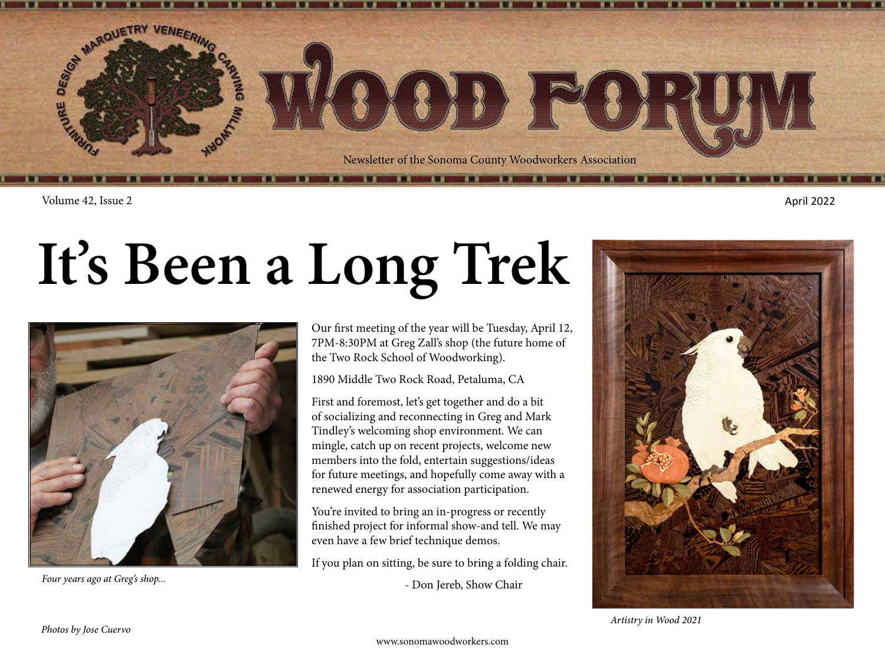# WOOD FORUM

Newsletter of the Sonoma County Woodworkers Association

Volume 42, Issue 2

April 2022

# It's Been a Long Trek

*Four years ago at Greg's shop...*

Our first meeting of the year will be Tuesday, April 12, 7PM-8:30PM at Greg Zall's shop (the future home of the Two Rock School of Woodworking).

1890 Middle Two Rock Road, Petaluma, CA

First and foremost, let's get together and do a bit of socializing and reconnecting in Greg and Mark Tindley's welcoming shop environment. We can mingle, catch up on recent projects, welcome new members into the fold, entertain suggestions/ideas for future meetings, and hopefully come away with a renewed energy for association participation.

You're invited to bring an in-progress or recently finished project for informal show-and tell. We may even have a few brief technique demos.

If you plan on sitting, be sure to bring a folding chair.

- Don Jereb, Show Chair

*Artistry in Wood 2021*

*Photos by Jose Cuervo*

www.sonomawoodworkers.com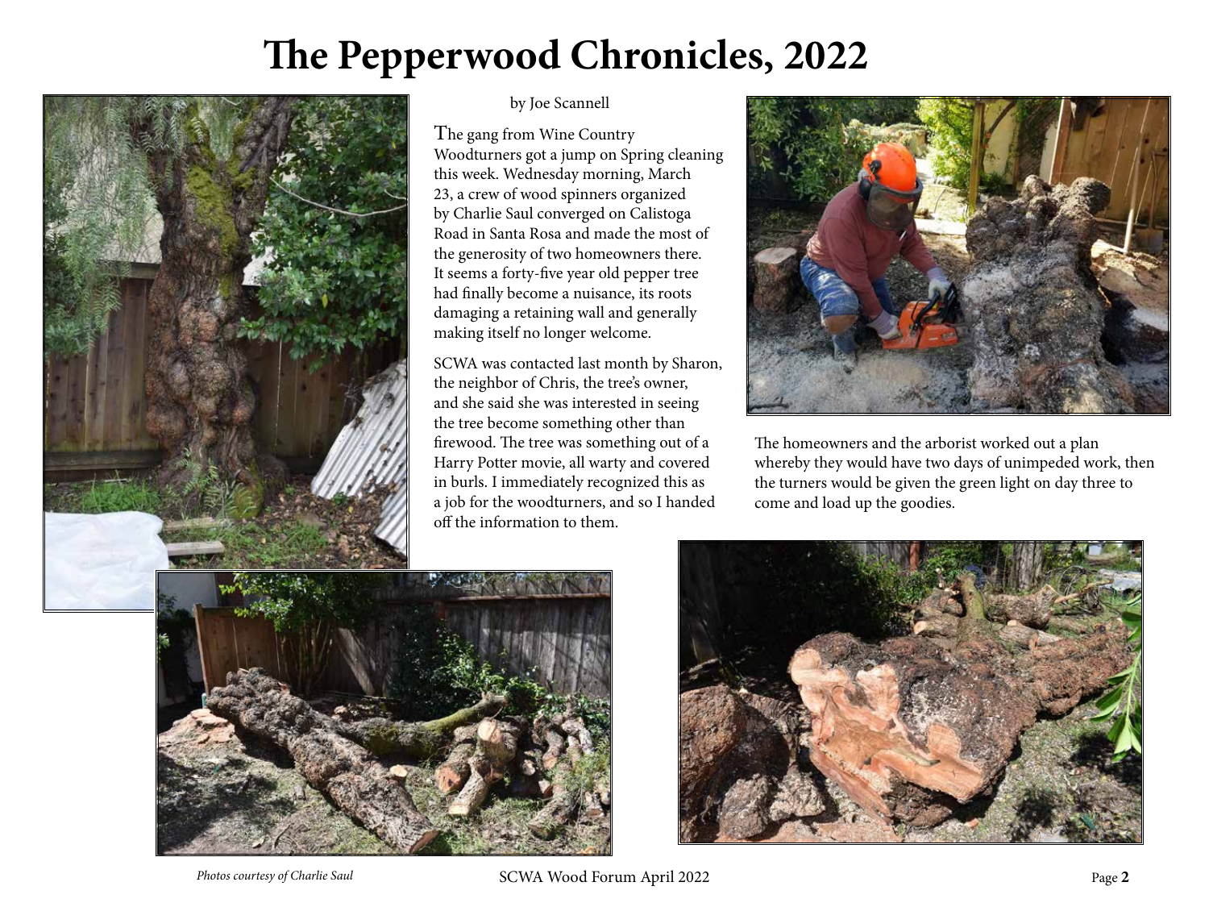# The Pepperwood Chronicles, 2022

by Joe Scannell

The gang from Wine Country Woodturners got a jump on Spring cleaning this week. Wednesday morning, March 23, a crew of wood spinners organized by Charlie Saul converged on Calistoga Road in Santa Rosa and made the most of the generosity of two homeowners there. It seems a forty-five year old pepper tree had finally become a nuisance, its roots damaging a retaining wall and generally making itself no longer welcome.

SCWA was contacted last month by Sharon, the neighbor of Chris, the tree's owner, and she said she was interested in seeing the tree become something other than firewood. The tree was something out of a Harry Potter movie, all warty and covered in burls. I immediately recognized this as a job for the woodturners, and so I handed off the information to them.

The homeowners and the arborist worked out a plan whereby they would have two days of unimpeded work, then the turners would be given the green light on day three to come and load up the goodies.

*Photos courtesy of Charlie Saul*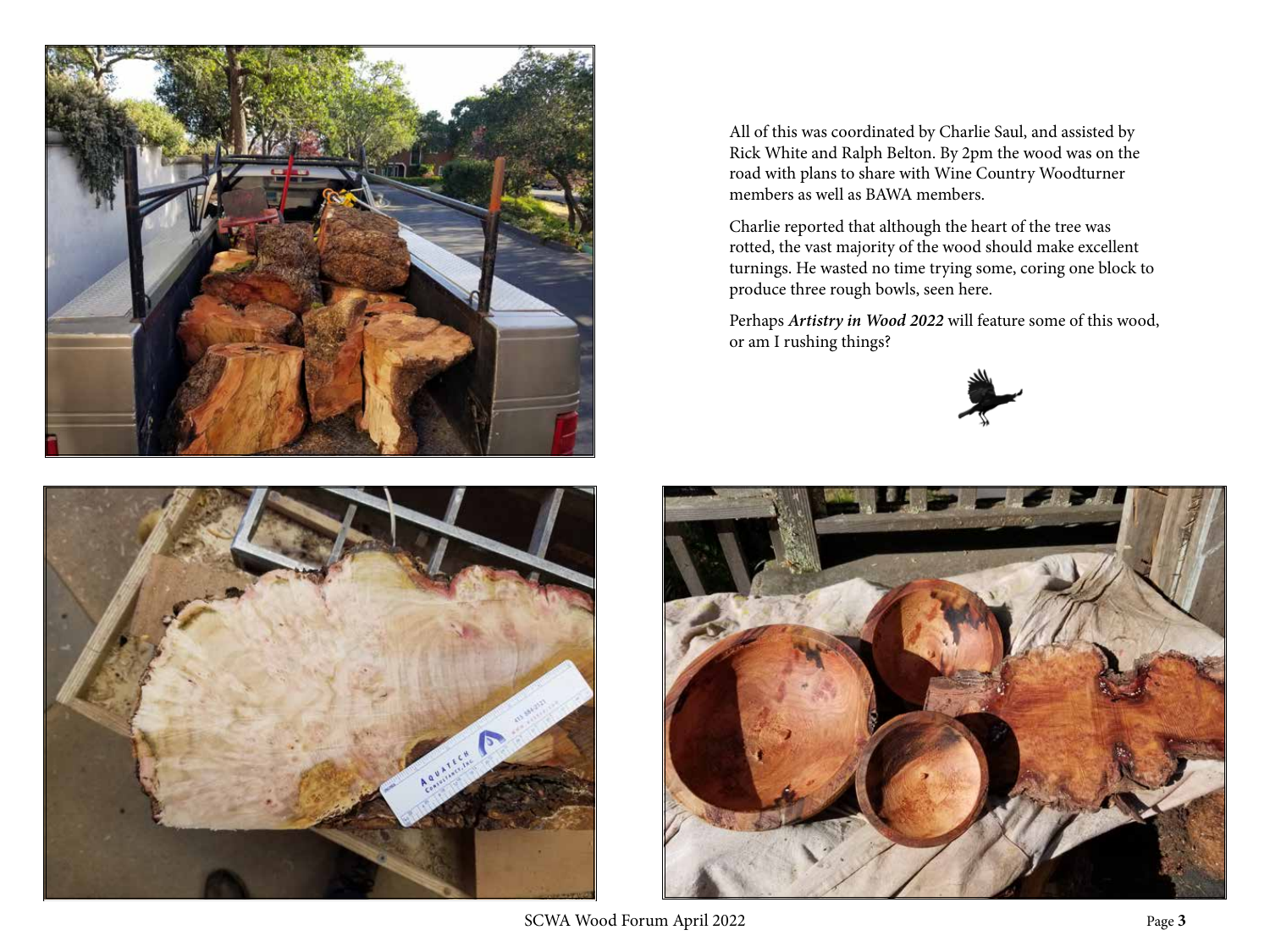All of this was coordinated by Charlie Saul, and assisted by Rick White and Ralph Belton. By 2pm the wood was on the road with plans to share with Wine Country Woodturner members as well as BAWA members.

Charlie reported that although the heart of the tree was rotted, the vast majority of the wood should make excellent turnings. He wasted no time trying some, coring one block to produce three rough bowls, seen here.

Perhaps ***Artistry in Wood 2022*** will feature some of this wood, or am I rushing things?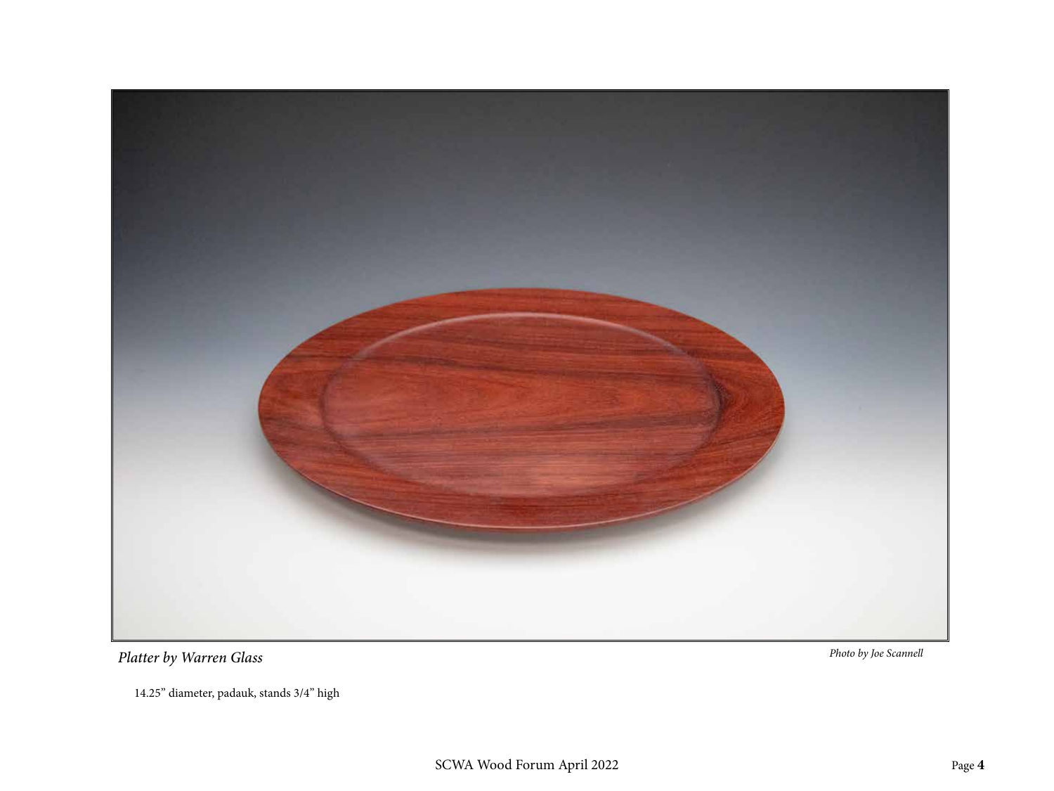*Platter by Warren Glass*

*Photo by Joe Scannell*

14.25” diameter, padauk, stands 3/4” high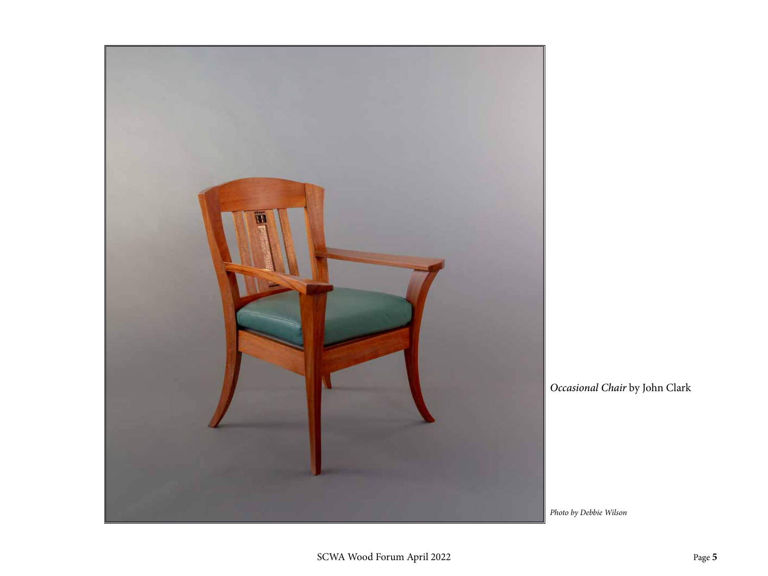*Occasional Chair* by John Clark

*Photo by Debbie Wilson*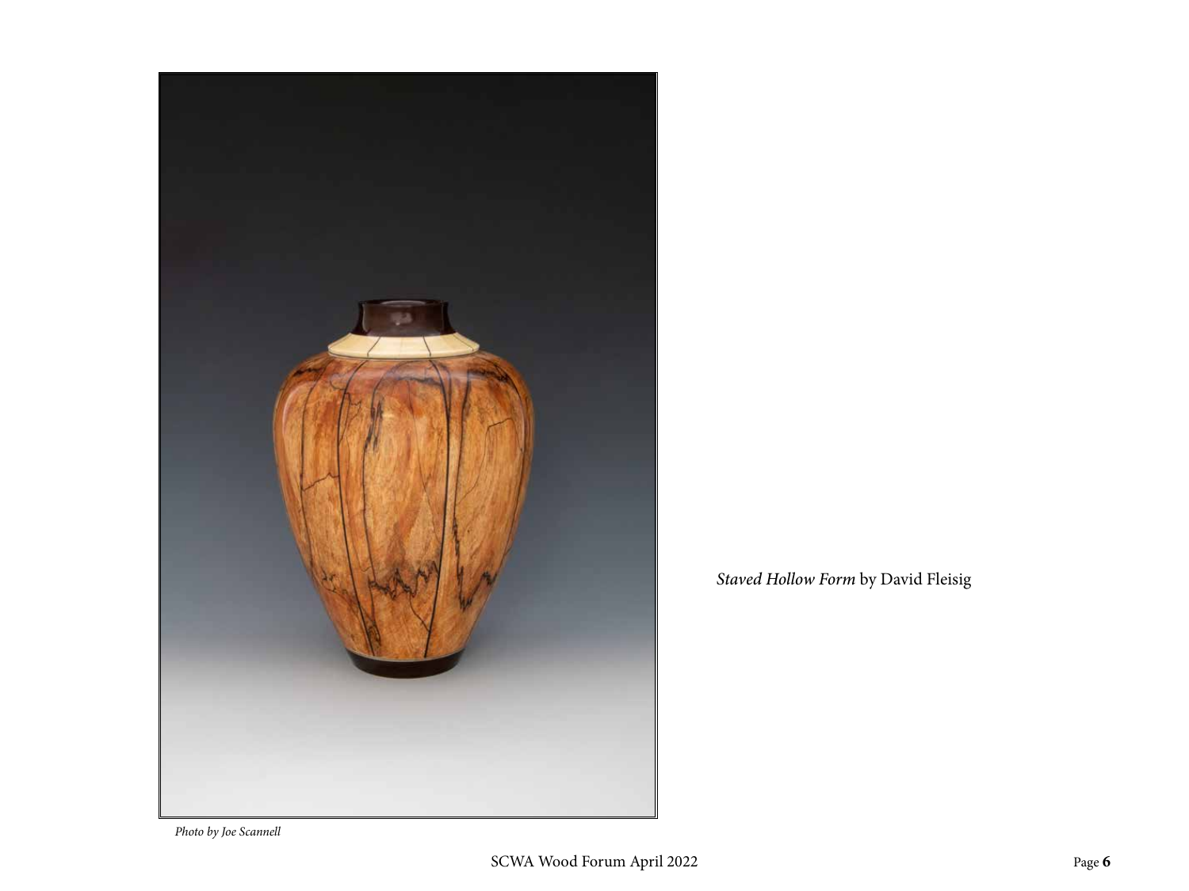*Staved Hollow Form* by David Fleisig

*Photo by Joe Scannell*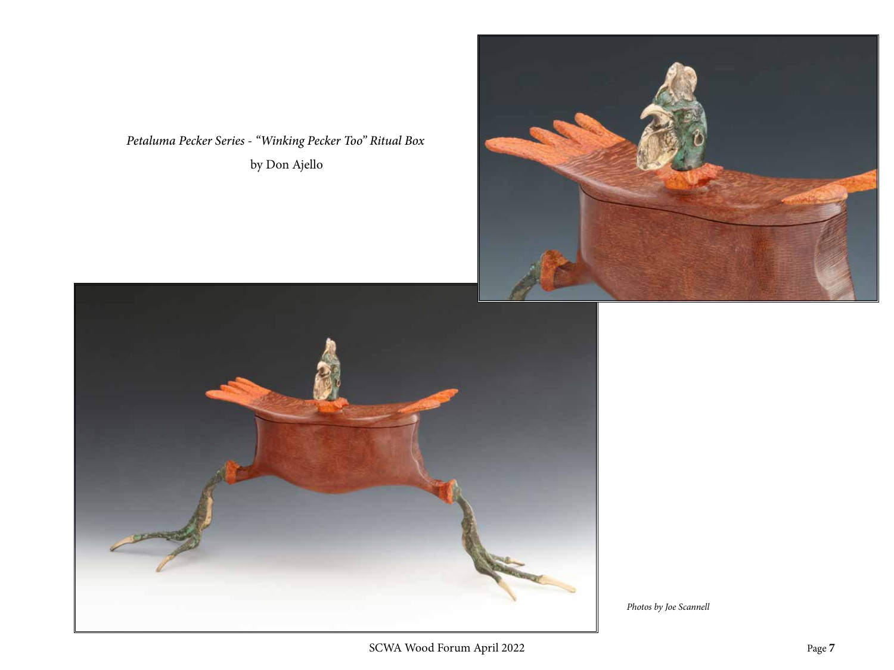*Petaluma Pecker Series - "Winking Pecker Too" Ritual Box*

by Don Ajello

*Photos by Joe Scannell*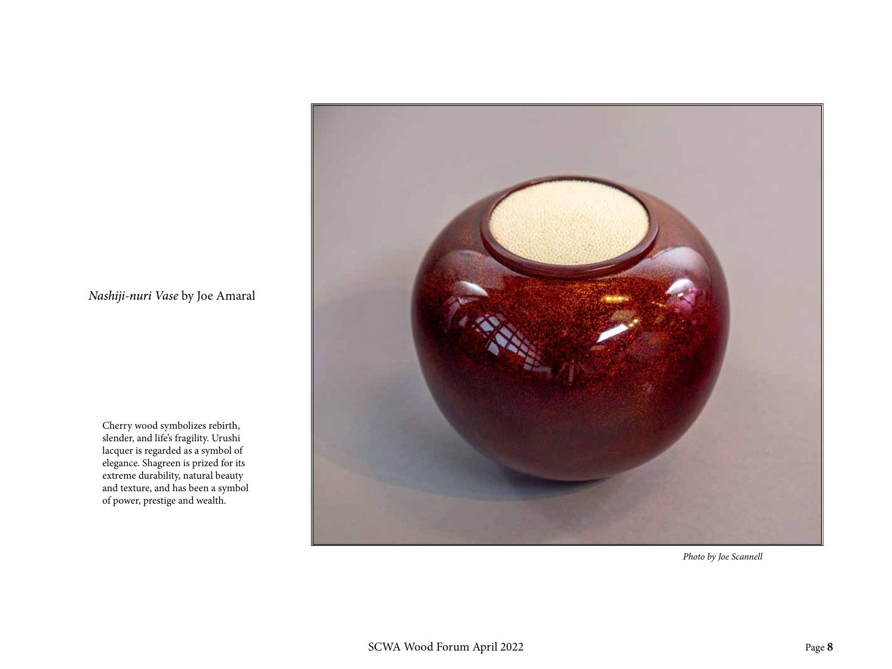*Nashiji-nuri Vase* by Joe Amaral

Cherry wood symbolizes rebirth, slender, and life's fragility. Urushi lacquer is regarded as a symbol of elegance. Shagreen is prized for its extreme durability, natural beauty and texture, and has been a symbol of power, prestige and wealth.

*Photo by Joe Scannell*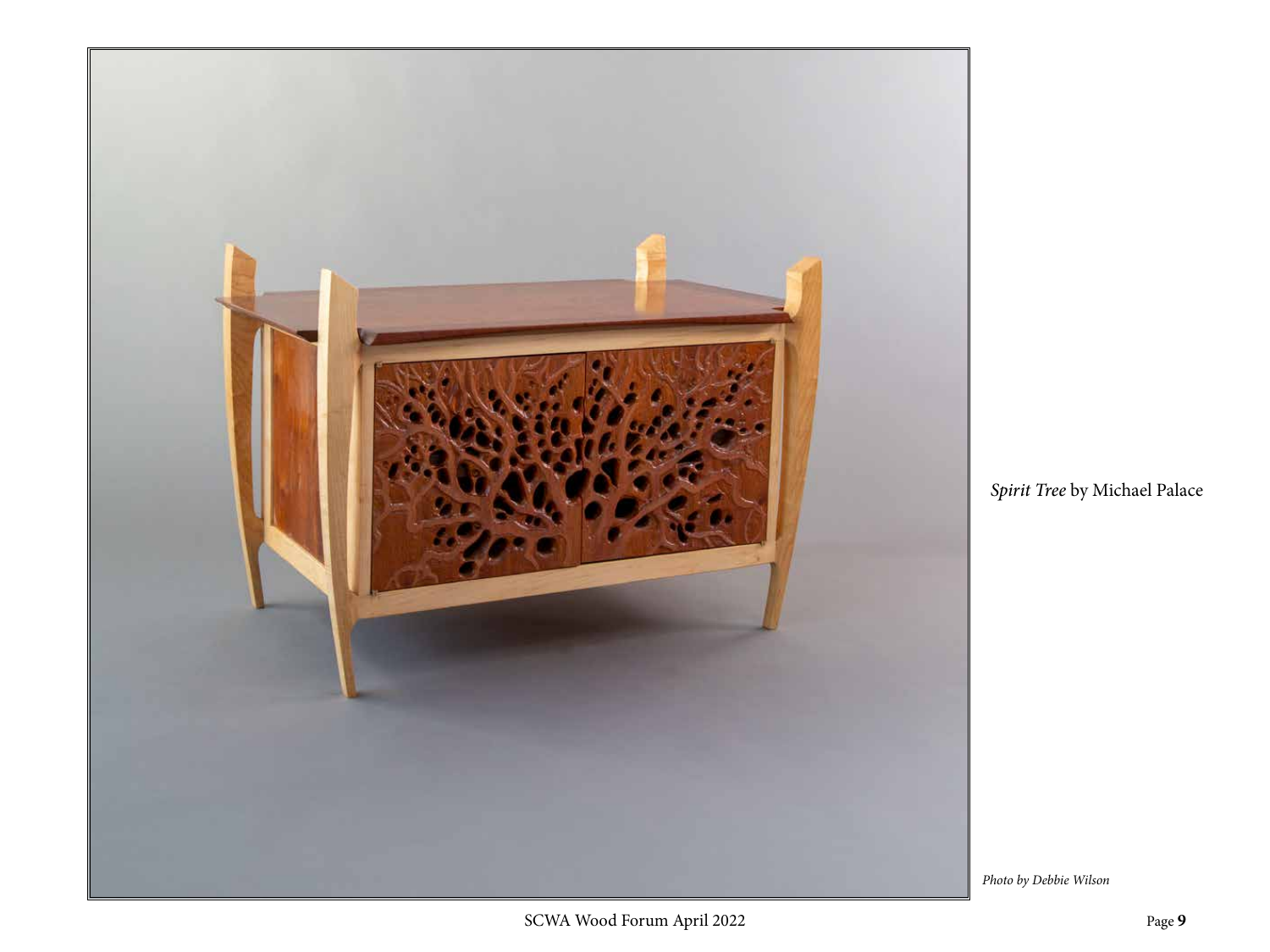*Spirit Tree* by Michael Palace

*Photo by Debbie Wilson*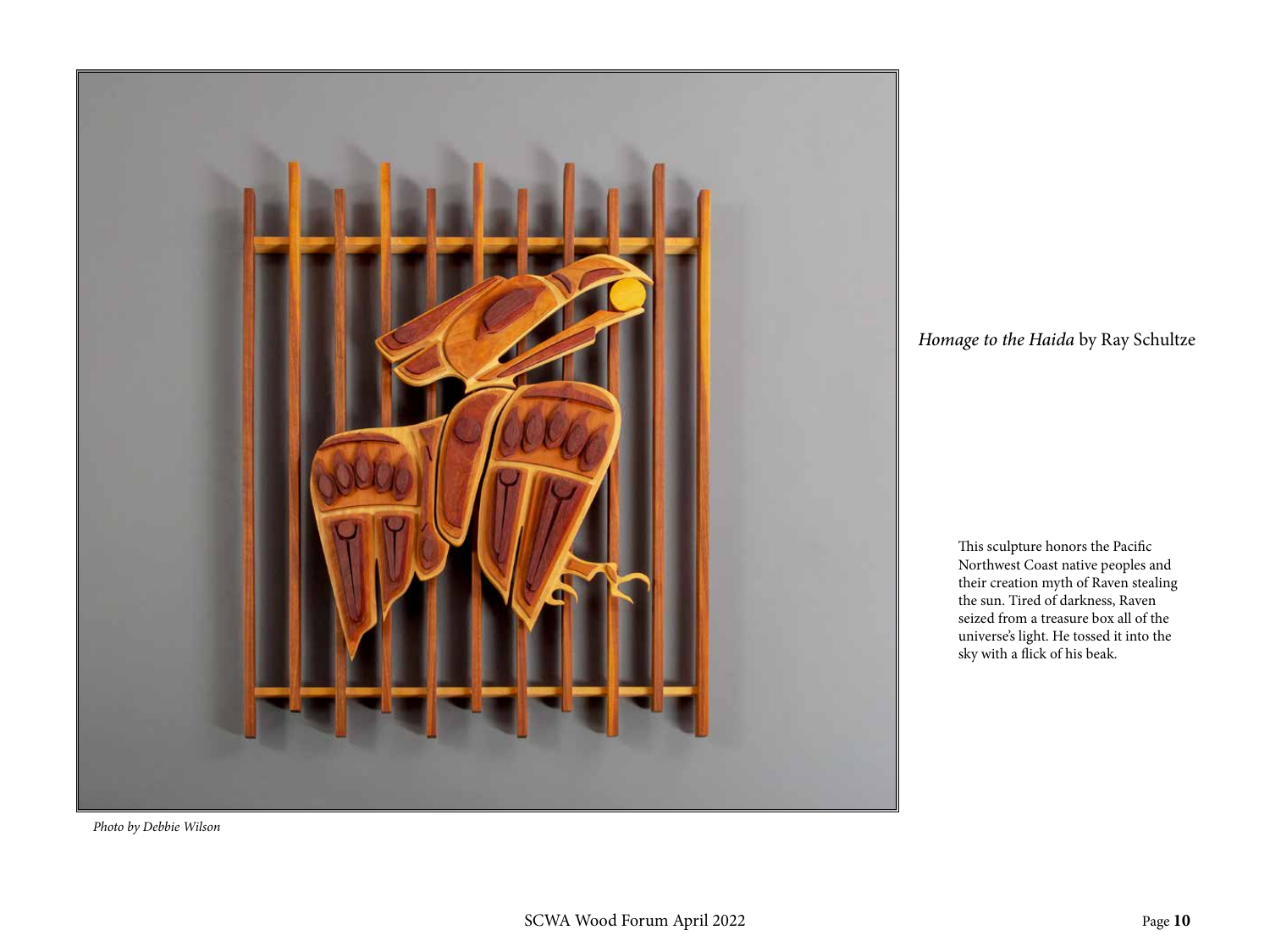*Photo by Debbie Wilson*

*Homage to the Haida* by Ray Schultze

This sculpture honors the Pacific Northwest Coast native peoples and their creation myth of Raven stealing the sun. Tired of darkness, Raven seized from a treasure box all of the universe's light. He tossed it into the sky with a flick of his beak.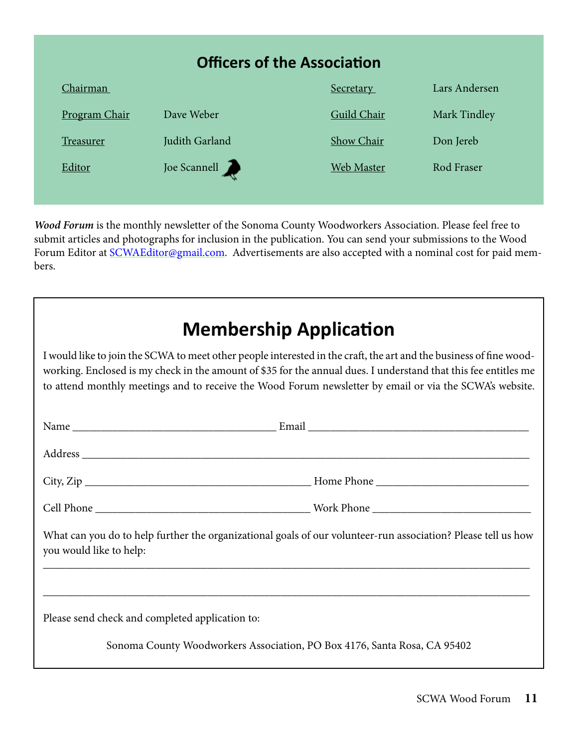## Officers of the Association

| | | | |
|---|---|---|---|
| Chairman | | Secretary | Lars Andersen |
| Program Chair | Dave Weber | Guild Chair | Mark Tindley |
| Treasurer | Judith Garland | Show Chair | Don Jereb |
| Editor | Joe Scannell | Web Master | Rod Fraser |

***Wood Forum*** is the monthly newsletter of the Sonoma County Woodworkers Association. Please feel free to submit articles and photographs for inclusion in the publication. You can send your submissions to the Wood Forum Editor at SCWAEditor@gmail.com. Advertisements are also accepted with a nominal cost for paid members.

# Membership Application

I would like to join the SCWA to meet other people interested in the craft, the art and the business of fine woodworking. Enclosed is my check in the amount of $35 for the annual dues. I understand that this fee entitles me to attend monthly meetings and to receive the Wood Forum newsletter by email or via the SCWA's website.

Name ____________________________________ Email ________________________________________

Address ____________________________________________________________________________

City, Zip _________________________________________ Home Phone ___________________________

Cell Phone _______________________________________ Work Phone ___________________________

What can you do to help further the organizational goals of our volunteer-run association? Please tell us how you would like to help:

______________________________________________________________________________________

______________________________________________________________________________________

Please send check and completed application to:

Sonoma County Woodworkers Association, PO Box 4176, Santa Rosa, CA 95402